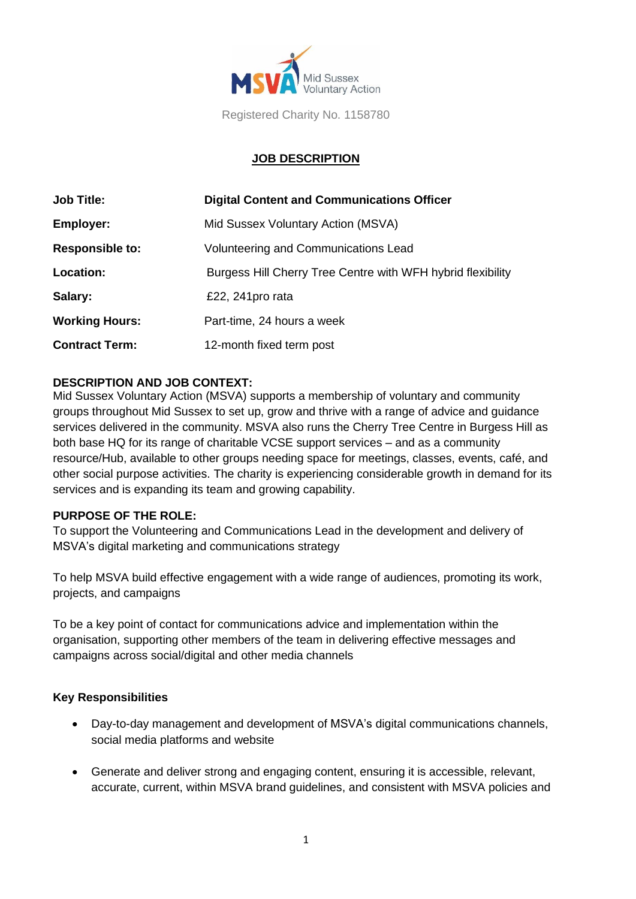MSVA Mid Sussex Voluntary Action

Registered Charity No. 1158780

## JOB DESCRIPTION

| | |
|---|---|
| **Job Title:** | **Digital Content and Communications Officer** |
| **Employer:** | Mid Sussex Voluntary Action (MSVA) |
| **Responsible to:** | Volunteering and Communications Lead |
| **Location:** | Burgess Hill Cherry Tree Centre with WFH hybrid flexibility |
| **Salary:** | £22, 241pro rata |
| **Working Hours:** | Part-time, 24 hours a week |
| **Contract Term:** | 12-month fixed term post |

**DESCRIPTION AND JOB CONTEXT:**
Mid Sussex Voluntary Action (MSVA) supports a membership of voluntary and community groups throughout Mid Sussex to set up, grow and thrive with a range of advice and guidance services delivered in the community. MSVA also runs the Cherry Tree Centre in Burgess Hill as both base HQ for its range of charitable VCSE support services – and as a community resource/Hub, available to other groups needing space for meetings, classes, events, café, and other social purpose activities. The charity is experiencing considerable growth in demand for its services and is expanding its team and growing capability.

**PURPOSE OF THE ROLE:**
To support the Volunteering and Communications Lead in the development and delivery of MSVA's digital marketing and communications strategy

To help MSVA build effective engagement with a wide range of audiences, promoting its work, projects, and campaigns

To be a key point of contact for communications advice and implementation within the organisation, supporting other members of the team in delivering effective messages and campaigns across social/digital and other media channels

**Key Responsibilities**

- Day-to-day management and development of MSVA's digital communications channels, social media platforms and website
- Generate and deliver strong and engaging content, ensuring it is accessible, relevant, accurate, current, within MSVA brand guidelines, and consistent with MSVA policies and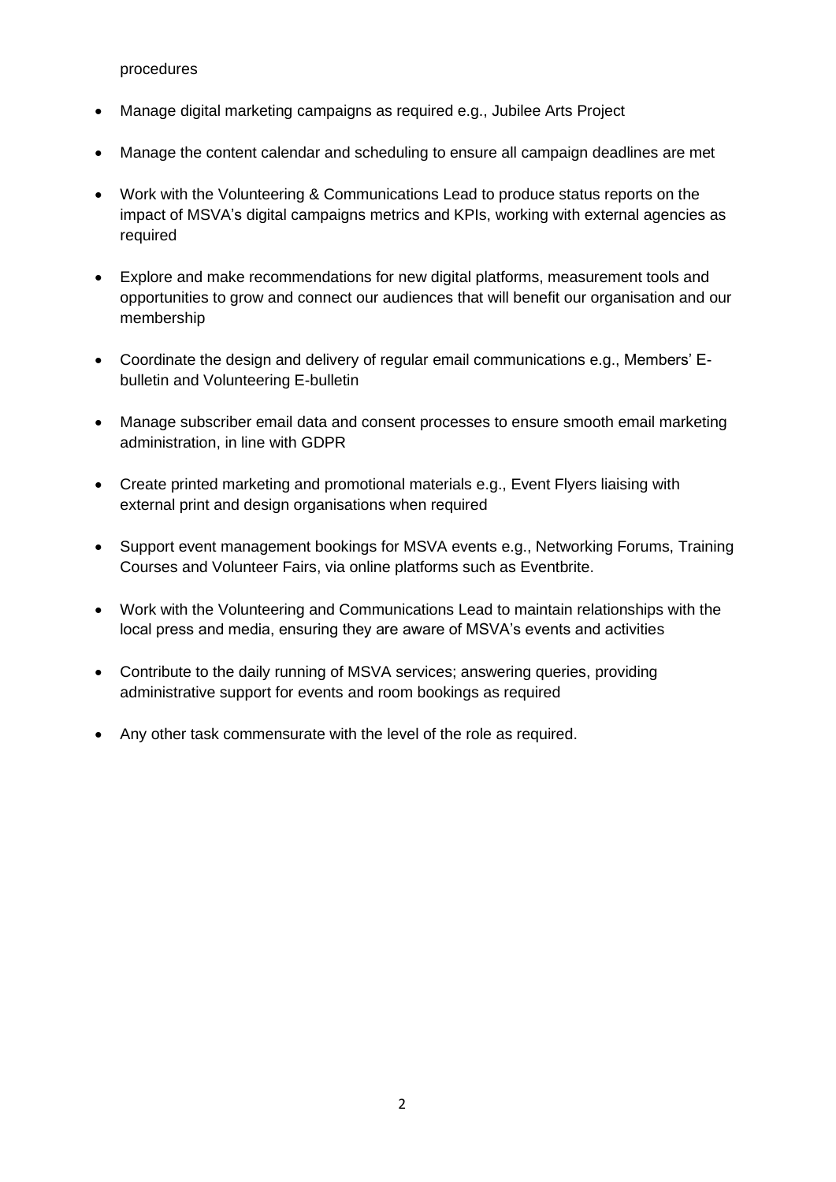procedures

- Manage digital marketing campaigns as required e.g., Jubilee Arts Project
- Manage the content calendar and scheduling to ensure all campaign deadlines are met
- Work with the Volunteering & Communications Lead to produce status reports on the impact of MSVA's digital campaigns metrics and KPIs, working with external agencies as required
- Explore and make recommendations for new digital platforms, measurement tools and opportunities to grow and connect our audiences that will benefit our organisation and our membership
- Coordinate the design and delivery of regular email communications e.g., Members' E-bulletin and Volunteering E-bulletin
- Manage subscriber email data and consent processes to ensure smooth email marketing administration, in line with GDPR
- Create printed marketing and promotional materials e.g., Event Flyers liaising with external print and design organisations when required
- Support event management bookings for MSVA events e.g., Networking Forums, Training Courses and Volunteer Fairs, via online platforms such as Eventbrite.
- Work with the Volunteering and Communications Lead to maintain relationships with the local press and media, ensuring they are aware of MSVA's events and activities
- Contribute to the daily running of MSVA services; answering queries, providing administrative support for events and room bookings as required
- Any other task commensurate with the level of the role as required.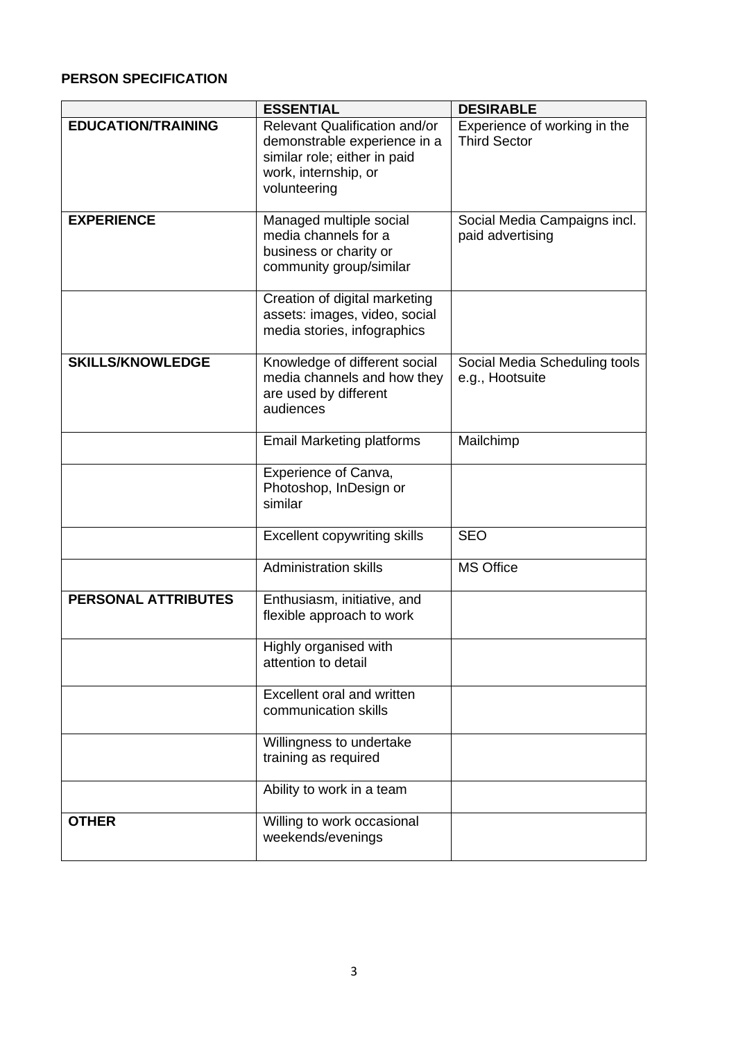**PERSON SPECIFICATION**

| | **ESSENTIAL** | **DESIRABLE** |
|---|---|---|
| **EDUCATION/TRAINING** | Relevant Qualification and/or demonstrable experience in a similar role; either in paid work, internship, or volunteering | Experience of working in the Third Sector |
| **EXPERIENCE** | Managed multiple social media channels for a business or charity or community group/similar | Social Media Campaigns incl. paid advertising |
| | Creation of digital marketing assets: images, video, social media stories, infographics | |
| **SKILLS/KNOWLEDGE** | Knowledge of different social media channels and how they are used by different audiences | Social Media Scheduling tools e.g., Hootsuite |
| | Email Marketing platforms | Mailchimp |
| | Experience of Canva, Photoshop, InDesign or similar | |
| | Excellent copywriting skills | SEO |
| | Administration skills | MS Office |
| **PERSONAL ATTRIBUTES** | Enthusiasm, initiative, and flexible approach to work | |
| | Highly organised with attention to detail | |
| | Excellent oral and written communication skills | |
| | Willingness to undertake training as required | |
| | Ability to work in a team | |
| **OTHER** | Willing to work occasional weekends/evenings | |